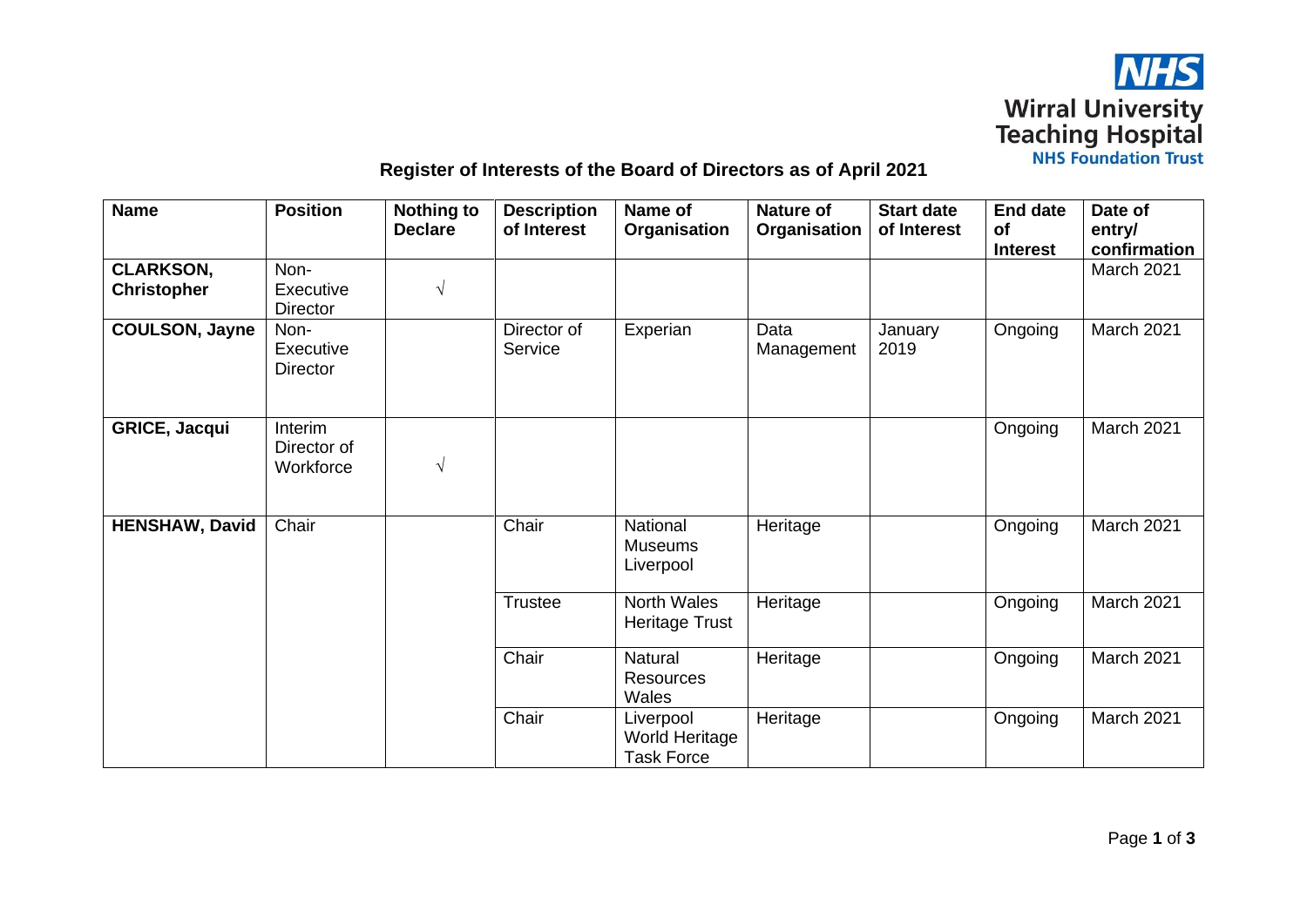Wirral University Teaching Hospital NHS Foundation Trust

## Register of Interests of the Board of Directors as of April 2021

| Name | Position | Nothing to Declare | Description of Interest | Name of Organisation | Nature of Organisation | Start date of Interest | End date of Interest | Date of entry/ confirmation |
|---|---|---|---|---|---|---|---|---|
| **CLARKSON, Christopher** | Non-Executive Director | √ | | | | | | March 2021 |
| **COULSON, Jayne** | Non-Executive Director | | Director of Service | Experian | Data Management | January 2019 | Ongoing | March 2021 |
| **GRICE, Jacqui** | Interim Director of Workforce | √ | | | | | Ongoing | March 2021 |
| **HENSHAW, David** | Chair | | Chair | National Museums Liverpool | Heritage | | Ongoing | March 2021 |
| | | | Trustee | North Wales Heritage Trust | Heritage | | Ongoing | March 2021 |
| | | | Chair | Natural Resources Wales | Heritage | | Ongoing | March 2021 |
| | | | Chair | Liverpool World Heritage Task Force | Heritage | | Ongoing | March 2021 |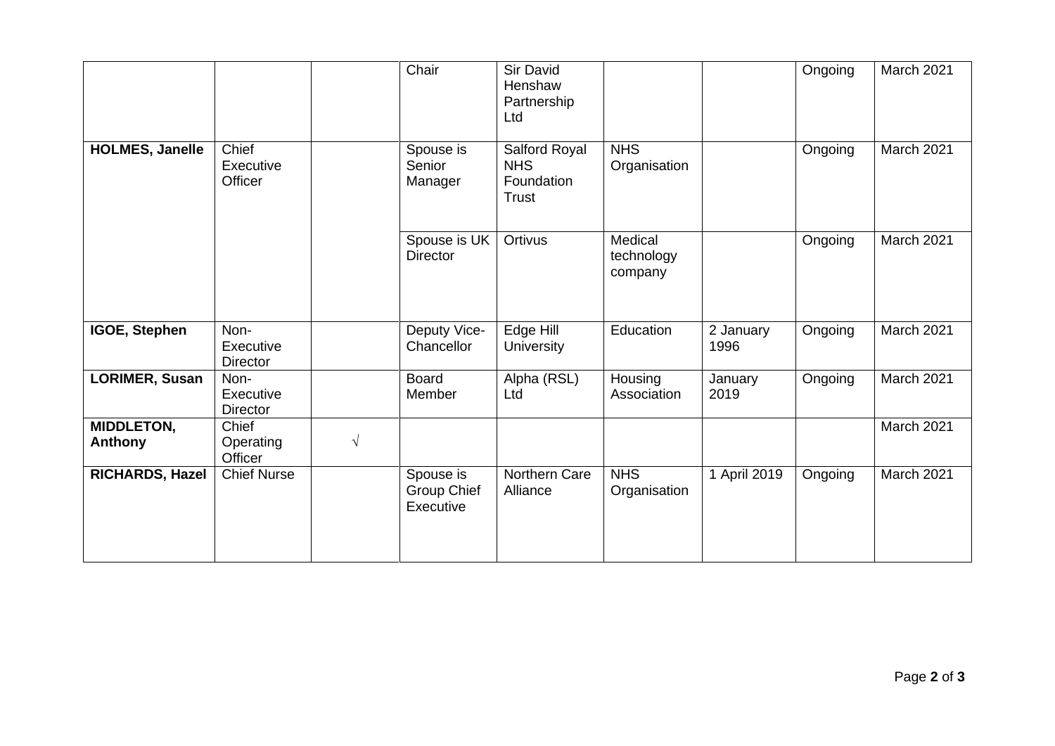| | | | Chair | Sir David Henshaw Partnership Ltd | | | Ongoing | March 2021 |
|---|---|---|---|---|---|---|---|---|
| **HOLMES, Janelle** | Chief Executive Officer | | Spouse is Senior Manager | Salford Royal NHS Foundation Trust | NHS Organisation | | Ongoing | March 2021 |
| | | | Spouse is UK Director | Ortivus | Medical technology company | | Ongoing | March 2021 |
| **IGOE, Stephen** | Non-Executive Director | | Deputy Vice-Chancellor | Edge Hill University | Education | 2 January 1996 | Ongoing | March 2021 |
| **LORIMER, Susan** | Non-Executive Director | | Board Member | Alpha (RSL) Ltd | Housing Association | January 2019 | Ongoing | March 2021 |
| **MIDDLETON, Anthony** | Chief Operating Officer | √ | | | | | | March 2021 |
| **RICHARDS, Hazel** | Chief Nurse | | Spouse is Group Chief Executive | Northern Care Alliance | NHS Organisation | 1 April 2019 | Ongoing | March 2021 |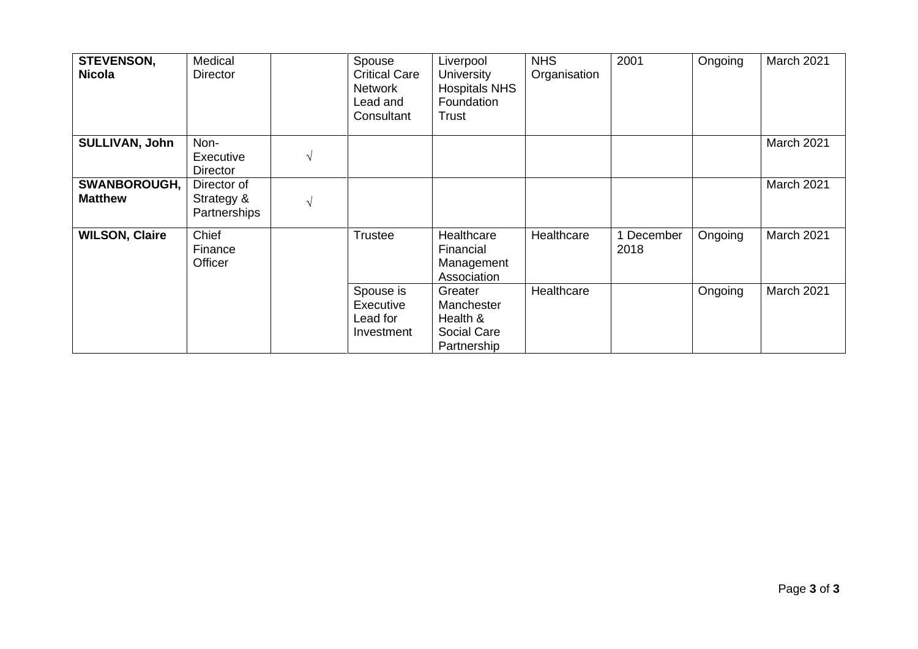| | | | | | | | | |
|---|---|---|---|---|---|---|---|---|
| **STEVENSON, Nicola** | Medical Director | | Spouse Critical Care Network Lead and Consultant | Liverpool University Hospitals NHS Foundation Trust | NHS Organisation | 2001 | Ongoing | March 2021 |
| **SULLIVAN, John** | Non-Executive Director | √ | | | | | | March 2021 |
| **SWANBOROUGH, Matthew** | Director of Strategy & Partnerships | √ | | | | | | March 2021 |
| **WILSON, Claire** | Chief Finance Officer | | Trustee | Healthcare Financial Management Association | Healthcare | 1 December 2018 | Ongoing | March 2021 |
| | | | Spouse is Executive Lead for Investment | Greater Manchester Health & Social Care Partnership | Healthcare | | Ongoing | March 2021 |